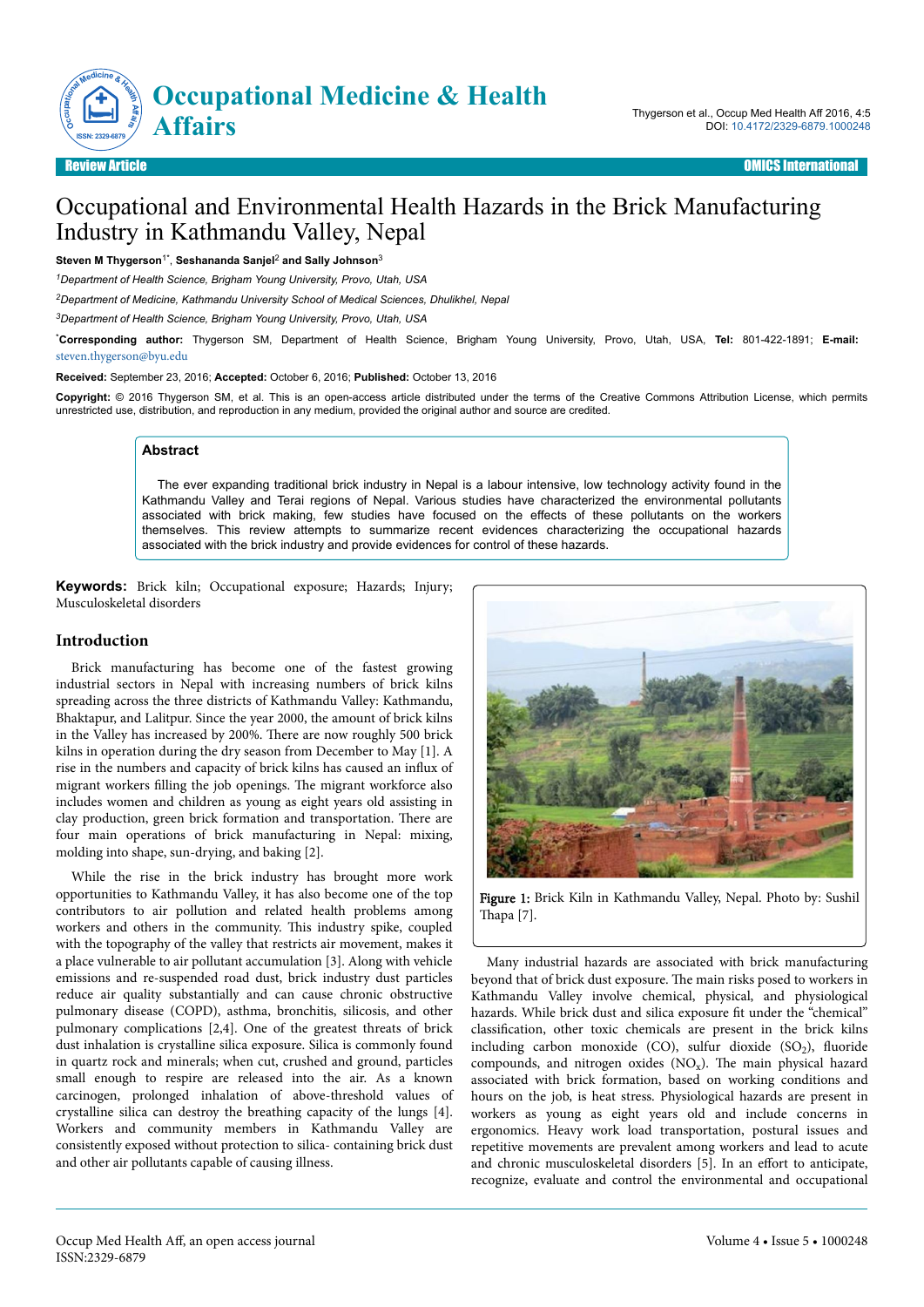# Occupational and Environmental Health Hazards in the Brick Manufacturing Industry in Kathmandu Valley, Nepal

**Steven M Thygerson[1*], Seshananda Sanjel[2] and Sally Johnson[3]**

[1]Department of Health Science, Brigham Young University, Provo, Utah, USA

[2]Department of Medicine, Kathmandu University School of Medical Sciences, Dhulikhel, Nepal

[3]Department of Health Science, Brigham Young University, Provo, Utah, USA

[*]**Corresponding author:** Thygerson SM, Department of Health Science, Brigham Young University, Provo, Utah, USA, **Tel:** 801-422-1891; **E-mail:** steven.thygerson@byu.edu

**Received:** September 23, 2016; **Accepted:** October 6, 2016; **Published:** October 13, 2016

**Copyright:** © 2016 Thygerson SM, et al. This is an open-access article distributed under the terms of the Creative Commons Attribution License, which permits unrestricted use, distribution, and reproduction in any medium, provided the original author and source are credited.

## Abstract

The ever expanding traditional brick industry in Nepal is a labour intensive, low technology activity found in the Kathmandu Valley and Terai regions of Nepal. Various studies have characterized the environmental pollutants associated with brick kilns, few studies have focused on the effects of these pollutants on the workers themselves. This review attempts to summarize recent evidences characterizing the occupational hazards associated with the brick industry and provide evidences for control of these hazards.

**Keywords:** Brick kiln; Occupational exposure; Hazards; Injury; Musculoskeletal disorders

## Introduction

Brick manufacturing has become one of the fastest growing industrial sectors in Nepal with increasing numbers of brick kilns spreading across the three districts of Kathmandu Valley: Kathmandu, Bhaktapur, and Lalitpur. Since the year 2000, the amount of brick kilns in the Valley has increased by 200%. There are now roughly 500 brick kilns in operation during the dry season from December to May [1]. A rise in the numbers and capacity of brick kilns has caused an influx of migrant workers filling the job openings. The migrant workforce also includes women and children as young as eight years old assisting in clay production, green brick formation and transportation. There are four main operations of brick manufacturing in Nepal: mixing, molding into shape, sun-drying, and baking [2].

While the rise in the brick industry has brought more work opportunities to Kathmandu Valley, it has also become one of the top contributors to air pollution and related health problems among workers and others in the community. This industry spike, coupled with the topography of the valley that restricts air movement, makes it a place vulnerable to air pollutant accumulation [3]. Along with vehicle emissions and re-suspended road dust, brick industry dust particles reduce air quality substantially and can cause chronic obstructive pulmonary disease (COPD), asthma, bronchitis, silicosis, and other pulmonary complications [2,4]. One of the greatest threats of brick dust inhalation is crystalline silica exposure. Silica is commonly found in quartz rock and minerals; when cut, crushed and ground, particles small enough to respire are released into the air. As a known carcinogen, prolonged inhalation of above-threshold values of crystalline silica can destroy the breathing capacity of the lungs [4]. Workers and community members in Kathmandu Valley are consistently exposed without protection to silica- containing brick dust and other air pollutants capable of causing illness.

Figure 1: Brick Kiln in Kathmandu Valley, Nepal. Photo by: Sushil Thapa [7].

Many industrial hazards are associated with brick manufacturing beyond that of brick dust exposure. The main risks posed to workers in Kathmandu Valley involve chemical, physical, and physiological hazards. While brick dust and silica exposure fit under the "chemical" classification, other toxic chemicals are present in the brick kilns including carbon monoxide (CO), sulfur dioxide ($SO_2$), fluoride compounds, and nitrogen oxides ($NO_x$). The main physical hazard associated with brick formation, based on working conditions and hours on the job, is heat stress. Physiological hazards are present in workers as young as eight years old and include concerns in ergonomics. Heavy work load transportation, postural issues and repetitive movements are prevalent among workers and lead to acute and chronic musculoskeletal disorders [5]. In an effort to anticipate, recognize, evaluate and control the environmental and occupational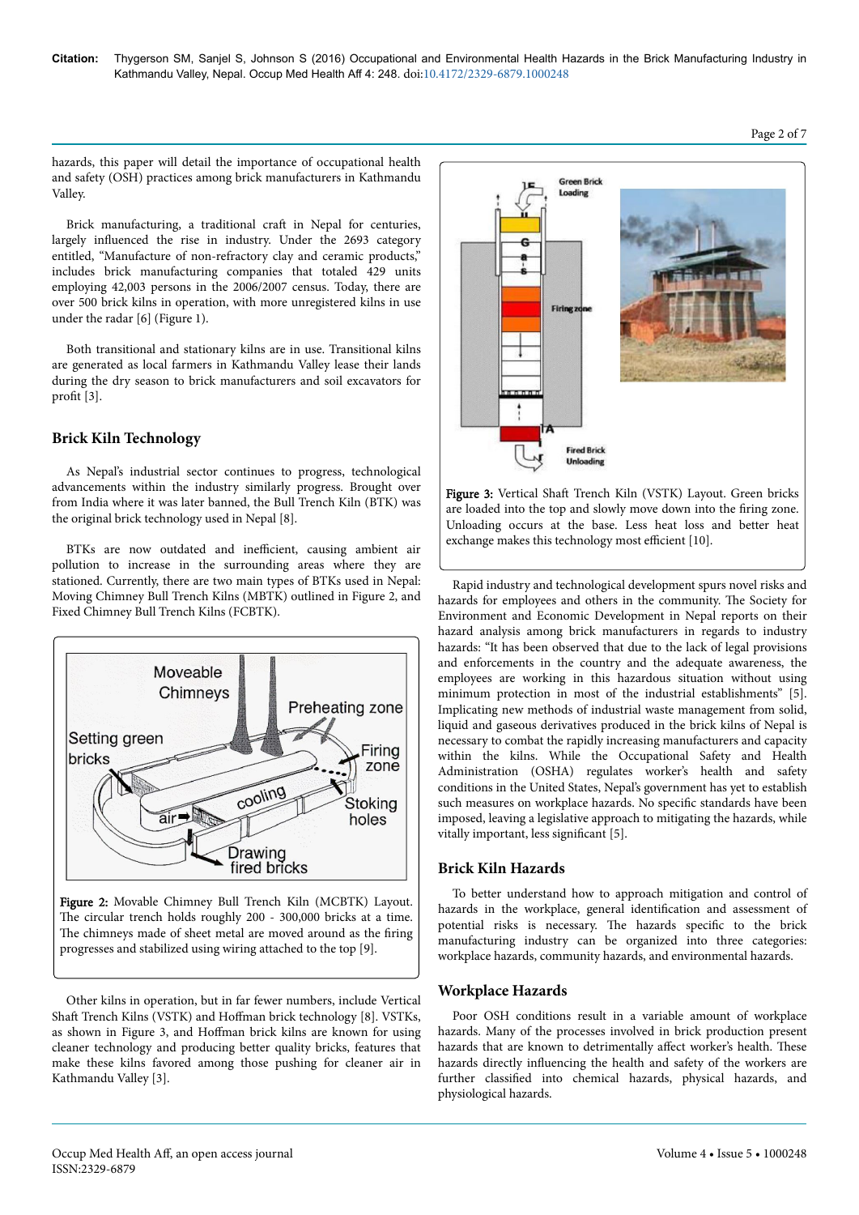hazards, this paper will detail the importance of occupational health and safety (OSH) practices among brick manufacturers in Kathmandu Valley.

Brick manufacturing, a traditional craft in Nepal for centuries, largely influenced the rise in industry. Under the 2693 category entitled, "Manufacture of non-refractory clay and ceramic products," includes brick manufacturing companies that totaled 429 units employing 42,003 persons in the 2006/2007 census. Today, there are over 500 brick kilns in operation, with more unregistered kilns in use under the radar [6] (Figure 1).

Both transitional and stationary kilns are in use. Transitional kilns are generated as local farmers in Kathmandu Valley lease their lands during the dry season to brick manufacturers and soil excavators for profit [3].

## Brick Kiln Technology

As Nepal's industrial sector continues to progress, technological advancements within the industry similarly progress. Brought over from India where it was later banned, the Bull Trench Kiln (BTK) was the original brick technology used in Nepal [8].

BTKs are now outdated and inefficient, causing ambient air pollution to increase in the surrounding areas where they are stationed. Currently, there are two main types of BTKs used in Nepal: Moving Chimney Bull Trench Kilns (MBTK) outlined in Figure 2, and Fixed Chimney Bull Trench Kilns (FCBTK).

**Figure 2:** Movable Chimney Bull Trench Kiln (MCBTK) Layout. The circular trench holds roughly 200 - 300,000 bricks at a time. The chimneys made of sheet metal are moved around as the firing progresses and stabilized using wiring attached to the top [9].

Other kilns in operation, but in far fewer numbers, include Vertical Shaft Trench Kilns (VSTK) and Hoffman brick technology [8]. VSTKs, as shown in Figure 3, and Hoffman brick kilns are known for using cleaner technology and producing better quality bricks, features that make these kilns favored among those pushing for cleaner air in Kathmandu Valley [3].

**Figure 3:** Vertical Shaft Trench Kiln (VSTK) Layout. Green bricks are loaded into the top and slowly move down into the firing zone. Unloading occurs at the base. Less heat loss and better heat exchange makes this technology most efficient [10].

Rapid industry and technological development spurs novel risks and hazards for employees and others in the community. The Society for Environment and Economic Development in Nepal reports on their hazard analysis among brick manufacturers in regards to industry hazards: "It has been observed that due to the lack of legal provisions and enforcements in the country and the adequate awareness, the employees are working in this hazardous situation without using minimum protection in most of the industrial establishments" [5]. Implicating new methods of industrial waste management from solid, liquid and gaseous derivatives produced in the brick kilns of Nepal is necessary to combat the rapidly increasing manufacturers and capacity within the kilns. While the Occupational Safety and Health Administration (OSHA) regulates worker's health and safety conditions in the United States, Nepal's government has yet to establish such measures on workplace hazards. No specific standards have been imposed, leaving a legislative approach to mitigating the hazards, while vitally important, less significant [5].

## Brick Kiln Hazards

To better understand how to approach mitigation and control of hazards in the workplace, general identification and assessment of potential risks is necessary. The hazards specific to the brick manufacturing industry can be organized into three categories: workplace hazards, community hazards, and environmental hazards.

## Workplace Hazards

Poor OSH conditions result in a variable amount of workplace hazards. Many of the processes involved in brick production present hazards that are known to detrimentally affect worker's health. These hazards directly influencing the health and safety of the workers are further classified into chemical hazards, physical hazards, and physiological hazards.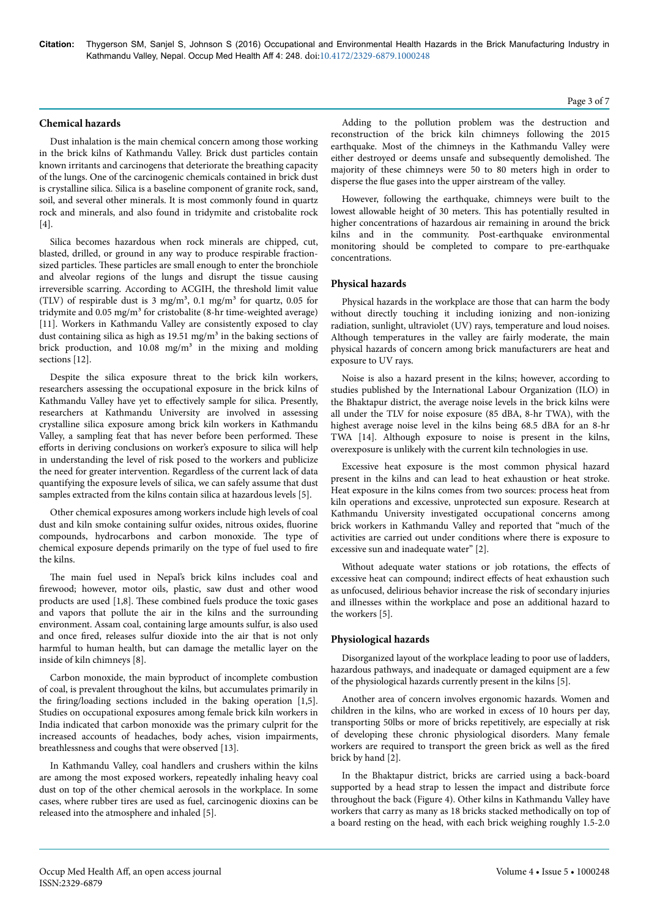### Chemical hazards

Dust inhalation is the main chemical concern among those working in the brick kilns of Kathmandu Valley. Brick dust particles contain known irritants and carcinogens that deteriorate the breathing capacity of the lungs. One of the carcinogenic chemicals contained in brick dust is crystalline silica. Silica is a baseline component of granite rock, sand, soil, and several other minerals. It is most commonly found in quartz rock and minerals, and also found in tridymite and cristobalite rock [4].

Silica becomes hazardous when rock minerals are chipped, cut, blasted, drilled, or ground in any way to produce respirable fraction-sized particles. These particles are small enough to enter the bronchiole and alveolar regions of the lungs and disrupt the tissue causing irreversible scarring. According to ACGIH, the threshold limit value (TLV) of respirable dust is 3 $mg/m^3$, 0.1 $mg/m^3$ for quartz, 0.05 for tridymite and 0.05 $mg/m^3$ for cristobalite (8-hr time-weighted average) [11]. Workers in Kathmandu Valley are consistently exposed to clay dust containing silica as high as 19.51 $mg/m^3$ in the baking sections of brick production, and 10.08 $mg/m^3$ in the mixing and molding sections [12].

Despite the silica exposure threat to the brick kiln workers, researchers assessing the occupational exposure in the brick kilns of Kathmandu Valley have yet to effectively sample for silica. Presently, researchers at Kathmandu University are involved in assessing crystalline silica exposure among brick kiln workers in Kathmandu Valley, a sampling feat that has never before been performed. These efforts in deriving conclusions on worker's exposure to silica will help in understanding the level of risk posed to the workers and publicize the need for greater intervention. Regardless of the current lack of data quantifying the exposure levels of silica, we can safely assume that dust samples extracted from the kilns contain silica at hazardous levels [5].

Other chemical exposures among workers include high levels of coal dust and kiln smoke containing sulfur oxides, nitrous oxides, fluorine compounds, hydrocarbons and carbon monoxide. The type of chemical exposure depends primarily on the type of fuel used to fire the kilns.

The main fuel used in Nepal's brick kilns includes coal and firewood; however, motor oils, plastic, saw dust and other wood products are used [1,8]. These combined fuels produce the toxic gases and vapors that pollute the air in the kilns and the surrounding environment. Assam coal, containing large amounts sulfur, is also used and once fired, releases sulfur dioxide into the air that is not only harmful to human health, but can damage the metallic layer on the inside of kiln chimneys [8].

Carbon monoxide, the main byproduct of incomplete combustion of coal, is prevalent throughout the kilns, but accumulates primarily in the firing/loading sections included in the baking operation [1,5]. Studies on occupational exposures among female brick kiln workers in India indicated that carbon monoxide was the primary culprit for the increased accounts of headaches, body aches, vision impairments, breathlessness and coughs that were observed [13].

In Kathmandu Valley, coal handlers and crushers within the kilns are among the most exposed workers, repeatedly inhaling heavy coal dust on top of the other chemical aerosols in the workplace. In some cases, where rubber tires are used as fuel, carcinogenic dioxins can be released into the atmosphere and inhaled [5].

Adding to the pollution problem was the destruction and reconstruction of the brick kiln chimneys following the 2015 earthquake. Most of the chimneys in the Kathmandu Valley were either destroyed or deems unsafe and subsequently demolished. The majority of these chimneys were 50 to 80 meters high in order to disperse the flue gases into the upper airstream of the valley.

However, following the earthquake, chimneys were built to the lowest allowable height of 30 meters. This has potentially resulted in higher concentrations of hazardous air remaining in around the brick kilns and in the community. Post-earthquake environmental monitoring should be completed to compare to pre-earthquake concentrations.

### Physical hazards

Physical hazards in the workplace are those that can harm the body without directly touching it including ionizing and non-ionizing radiation, sunlight, ultraviolet (UV) rays, temperature and loud noises. Although temperatures in the valley are fairly moderate, the main physical hazards of concern among brick manufacturers are heat and exposure to UV rays.

Noise is also a hazard present in the kilns; however, according to studies published by the International Labour Organization (ILO) in the Bhaktapur district, the average noise levels in the brick kilns were all under the TLV for noise exposure (85 dBA, 8-hr TWA), with the highest average noise level in the kilns being 68.5 dBA for an 8-hr TWA [14]. Although exposure to noise is present in the kilns, overexposure is unlikely with the current kiln technologies in use.

Excessive heat exposure is the most common physical hazard present in the kilns and can lead to heat exhaustion or heat stroke. Heat exposure in the kilns comes from two sources: process heat from kiln operations and excessive, unprotected sun exposure. Research at Kathmandu University investigated occupational concerns among brick workers in Kathmandu Valley and reported that "much of the activities are carried out under conditions where there is exposure to excessive sun and inadequate water" [2].

Without adequate water stations or job rotations, the effects of excessive heat can compound; indirect effects of heat exhaustion such as unfocused, delirious behavior increase the risk of secondary injuries and illnesses within the workplace and pose an additional hazard to the workers [5].

### Physiological hazards

Disorganized layout of the workplace leading to poor use of ladders, hazardous pathways, and inadequate or damaged equipment are a few of the physiological hazards currently present in the kilns [5].

Another area of concern involves ergonomic hazards. Women and children in the kilns, who are worked in excess of 10 hours per day, transporting 50lbs or more of bricks repetitively, are especially at risk of developing these chronic physiological disorders. Many female workers are required to transport the green brick as well as the fired brick by hand [2].

In the Bhaktapur district, bricks are carried using a back-board supported by a head strap to lessen the impact and distribute force throughout the back (Figure 4). Other kilns in Kathmandu Valley have workers that carry as many as 18 bricks stacked methodically on top of a board resting on the head, with each brick weighing roughly 1.5-2.0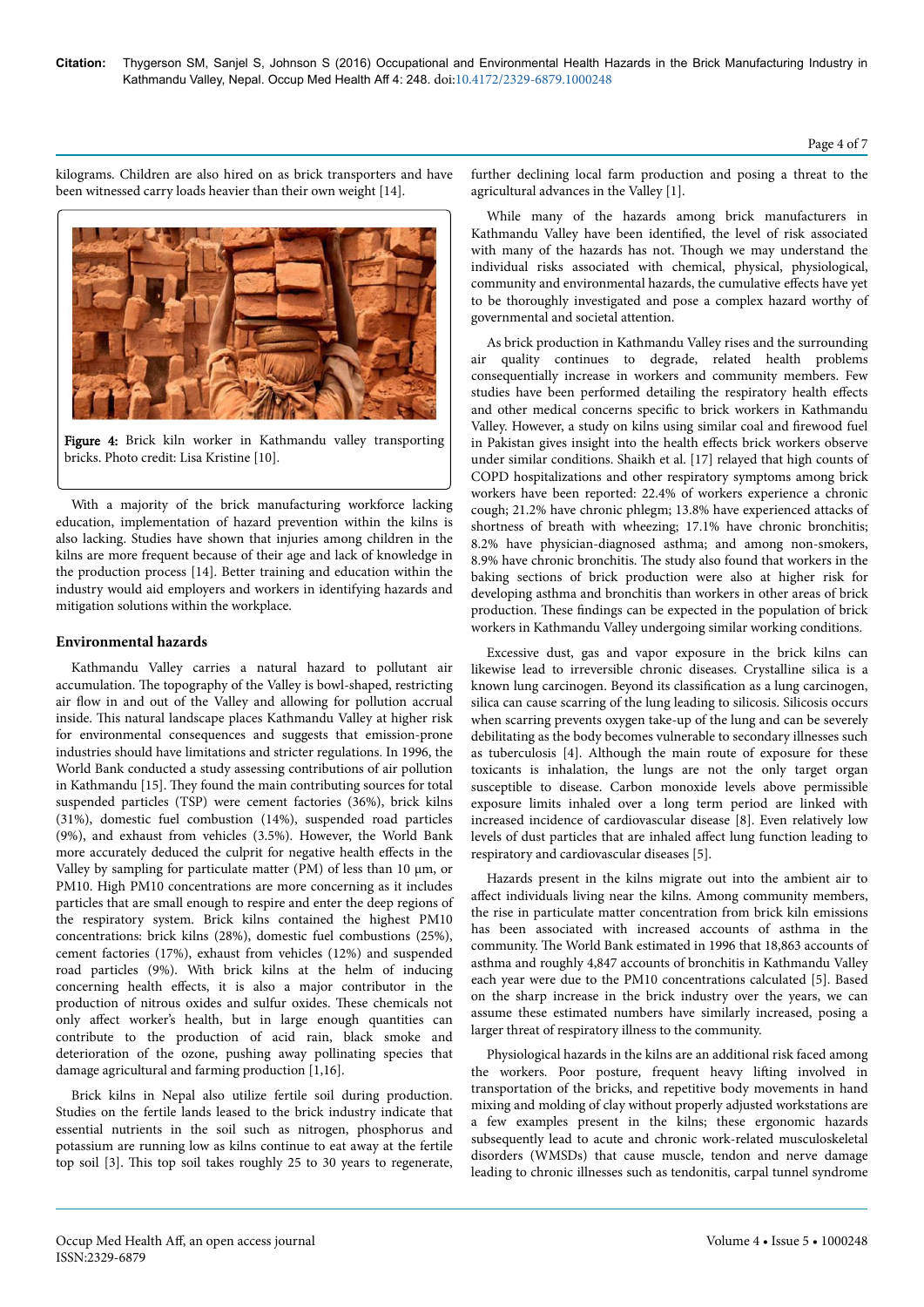kilograms. Children are also hired on as brick transporters and have been witnessed carry loads heavier than their own weight [14].

Figure 4: Brick kiln worker in Kathmandu valley transporting bricks. Photo credit: Lisa Kristine [10].

With a majority of the brick manufacturing workforce lacking education, implementation of hazard prevention within the kilns is also lacking. Studies have shown that injuries among children in the kilns are more frequent because of their age and lack of knowledge in the production process [14]. Better training and education within the industry would aid employers and workers in identifying hazards and mitigation solutions within the workplace.

### Environmental hazards

Kathmandu Valley carries a natural hazard to pollutant air accumulation. The topography of the Valley is bowl-shaped, restricting air flow in and out of the Valley and allowing for pollution accrual inside. This natural landscape places Kathmandu Valley at higher risk for environmental consequences and suggests that emission-prone industries should have limitations and stricter regulations. In 1996, the World Bank conducted a study assessing contributions of air pollution in Kathmandu [15]. They found the main contributing sources for total suspended particles (TSP) were cement factories (36%), brick kilns (31%), domestic fuel combustion (14%), suspended road particles (9%), and exhaust from vehicles (3.5%). However, the World Bank more accurately deduced the culprit for negative health effects in the Valley by sampling for particulate matter (PM) of less than 10 µm, or PM10. High PM10 concentrations are more concerning as it includes particles that are small enough to respire and enter the deep regions of the respiratory system. Brick kilns contained the highest PM10 concentrations: brick kilns (28%), domestic fuel combustions (25%), cement factories (17%), exhaust from vehicles (12%) and suspended road particles (9%). With brick kilns at the helm of inducing concerning health effects, it is also a major contributor in the production of nitrous oxides and sulfur oxides. These chemicals not only affect worker's health, but in large enough quantities can contribute to the production of acid rain, black smoke and deterioration of the ozone, pushing away pollinating species that damage agricultural and farming production [1,16].

Brick kilns in Nepal also utilize fertile soil during production. Studies on the fertile lands leased to the brick industry indicate that essential nutrients in the soil such as nitrogen, phosphorus and potassium are running low as kilns continue to eat away at the fertile top soil [3]. This top soil takes roughly 25 to 30 years to regenerate, further declining local farm production and posing a threat to the agricultural advances in the Valley [1].

While many of the hazards among brick manufacturers in Kathmandu Valley have been identified, the level of risk associated with many of the hazards has not. Though we may understand the individual risks associated with chemical, physical, physiological, community and environmental hazards, the cumulative effects have yet to be thoroughly investigated and pose a complex hazard worthy of governmental and societal attention.

As brick production in Kathmandu Valley rises and the surrounding air quality continues to degrade, related health problems consequentially increase in workers and community members. Few studies have been performed detailing the respiratory health effects and other medical concerns specific to brick workers in Kathmandu Valley. However, a study on kilns using similar coal and firewood fuel in Pakistan gives insight into the health effects brick workers observe under similar conditions. Shaikh et al. [17] relayed that high counts of COPD hospitalizations and other respiratory symptoms among brick workers have been reported: 22.4% of workers experience a chronic cough; 21.2% have chronic phlegm; 13.8% have experienced attacks of shortness of breath with wheezing; 17.1% have chronic bronchitis; 8.2% have physician-diagnosed asthma; and among non-smokers, 8.9% have chronic bronchitis. The study also found that workers in the baking sections of brick production were also at higher risk for developing asthma and bronchitis than workers in other areas of brick production. These findings can be expected in the population of brick workers in Kathmandu Valley undergoing similar working conditions.

Excessive dust, gas and vapor exposure in the brick kilns can likewise lead to irreversible chronic diseases. Crystalline silica is a known lung carcinogen. Beyond its classification as a lung carcinogen, silica can cause scarring of the lung leading to silicosis. Silicosis occurs when scarring prevents oxygen take-up of the lung and can be severely debilitating as the body becomes vulnerable to secondary illnesses such as tuberculosis [4]. Although the main route of exposure for these toxicants is inhalation, the lungs are not the only target organ susceptible to disease. Carbon monoxide levels above permissible exposure limits inhaled over a long term period are linked with increased incidence of cardiovascular disease [8]. Even relatively low levels of dust particles that are inhaled affect lung function leading to respiratory and cardiovascular diseases [5].

Hazards present in the kilns migrate out into the ambient air to affect individuals living near the kilns. Among community members, the rise in particulate matter concentration from brick kiln emissions has been associated with increased accounts of asthma in the community. The World Bank estimated in 1996 that 18,863 accounts of asthma and roughly 4,847 accounts of bronchitis in Kathmandu Valley each year were due to the PM10 concentrations calculated [5]. Based on the sharp increase in the brick industry over the years, we can assume these estimated numbers have similarly increased, posing a larger threat of respiratory illness to the community.

Physiological hazards in the kilns are an additional risk faced among the workers. Poor posture, frequent heavy lifting involved in transportation of the bricks, and repetitive body movements in hand mixing and molding of clay without properly adjusted workstations are a few examples present in the kilns; these ergonomic hazards subsequently lead to acute and chronic work-related musculoskeletal disorders (WMSDs) that cause muscle, tendon and nerve damage leading to chronic illnesses such as tendonitis, carpal tunnel syndrome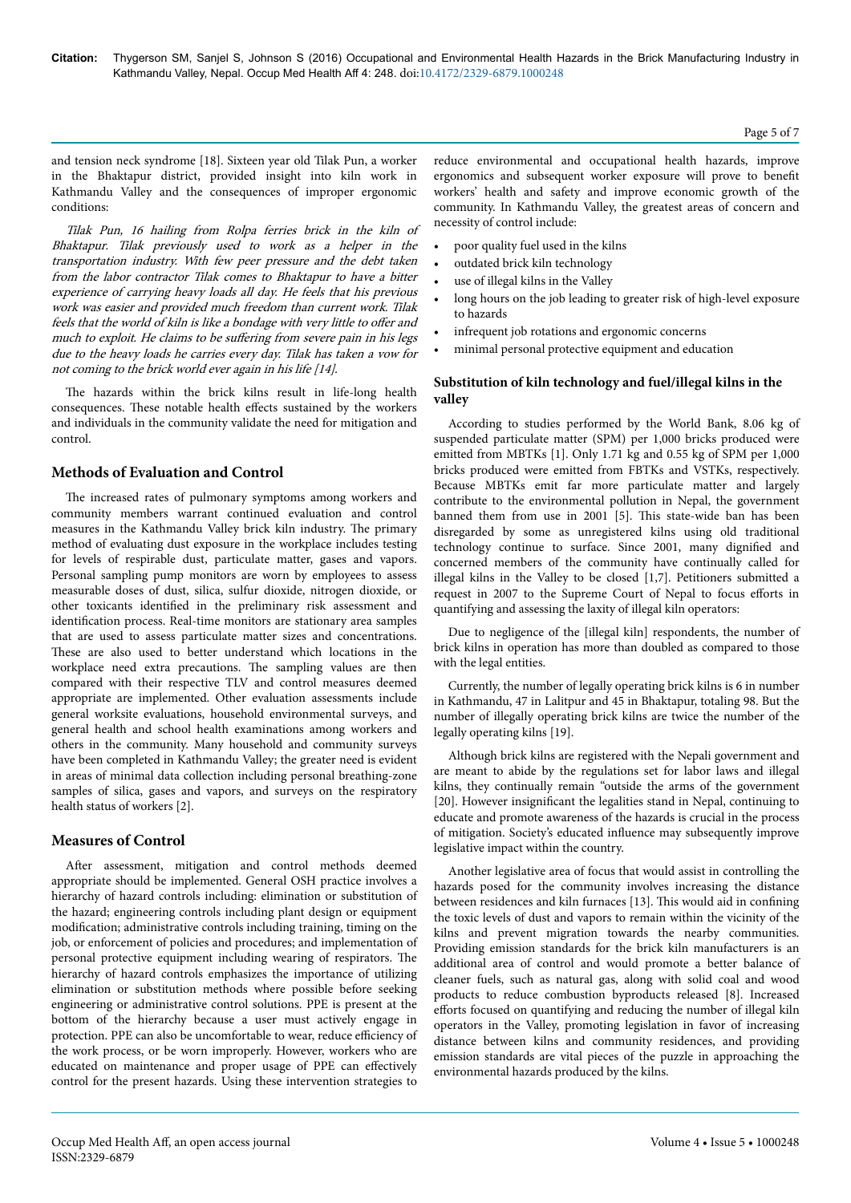and tension neck syndrome [18]. Sixteen year old Tilak Pun, a worker in the Bhaktapur district, provided insight into kiln work in Kathmandu Valley and the consequences of improper ergonomic conditions:

*Tilak Pun, 16 hailing from Rolpa ferries brick in the kiln of Bhaktapur. Tilak previously used to work as a helper in the transportation industry. With few peer pressure and the debt taken from the labor contractor Tilak comes to Bhaktapur to have a bitter experience of carrying heavy loads all day. He feels that his previous work was easier and provided much freedom than current work. Tilak feels that the world of kiln is like a bondage with very little to offer and much to exploit. He claims to be suffering from severe pain in his legs due to the heavy loads he carries every day. Tilak has taken a vow for not coming to the brick world ever again in his life [14].*

The hazards within the brick kilns result in life-long health consequences. These notable health effects sustained by the workers and individuals in the community validate the need for mitigation and control.

## Methods of Evaluation and Control

The increased rates of pulmonary symptoms among workers and community members warrant continued evaluation and control measures in the Kathmandu Valley brick kiln industry. The primary method of evaluating dust exposure in the workplace includes testing for levels of respirable dust, particulate matter, gases and vapors. Personal sampling pump monitors are worn by employees to assess measurable doses of dust, silica, sulfur dioxide, nitrogen dioxide, or other toxicants identified in the preliminary risk assessment and identification process. Real-time monitors are stationary area samples that are used to assess particulate matter sizes and concentrations. These are also used to better understand which locations in the workplace need extra precautions. The sampling values are then compared with their respective TLV and control measures deemed appropriate are implemented. Other evaluation assessments include general worksite evaluations, household environmental surveys, and general health and school health examinations among workers and others in the community. Many household and community surveys have been completed in Kathmandu Valley; the greater need is evident in areas of minimal data collection including personal breathing-zone samples of silica, gases and vapors, and surveys on the respiratory health status of workers [2].

## Measures of Control

After assessment, mitigation and control methods deemed appropriate should be implemented. General OSH practice involves a hierarchy of hazard controls including: elimination or substitution of the hazard; engineering controls including plant design or equipment modification; administrative controls including training, timing on the job, or enforcement of policies and procedures; and implementation of personal protective equipment including wearing of respirators. The hierarchy of hazard controls emphasizes the importance of utilizing elimination or substitution methods where possible before seeking engineering or administrative control solutions. PPE is present at the bottom of the hierarchy because a user must actively engage in protection. PPE can also be uncomfortable to wear, reduce efficiency of the work process, or be worn improperly. However, workers who are educated on maintenance and proper usage of PPE can effectively control for the present hazards. Using these intervention strategies to reduce environmental and occupational health hazards, improve ergonomics and subsequent worker exposure will prove to benefit workers' health and safety and improve economic growth of the community. In Kathmandu Valley, the greatest areas of concern and necessity of control include:

- poor quality fuel used in the kilns
- outdated brick kiln technology
- use of illegal kilns in the Valley
- long hours on the job leading to greater risk of high-level exposure to hazards
- infrequent job rotations and ergonomic concerns
- minimal personal protective equipment and education

### Substitution of kiln technology and fuel/illegal kilns in the valley

According to studies performed by the World Bank, 8.06 kg of suspended particulate matter (SPM) per 1,000 bricks produced were emitted from MBTKs [1]. Only 1.71 kg and 0.55 kg of SPM per 1,000 bricks produced were emitted from FBTKs and VSTKs, respectively. Because MBTKs emit far more particulate matter and largely contribute to the environmental pollution in Nepal, the government banned them from use in 2001 [5]. This state-wide ban has been disregarded by some as unregistered kilns using old traditional technology continue to surface. Since 2001, many dignified and concerned members of the community have continually called for illegal kilns in the Valley to be closed [1,7]. Petitioners submitted a request in 2007 to the Supreme Court of Nepal to focus efforts in quantifying and assessing the laxity of illegal kiln operators:

Due to negligence of the [illegal kiln] respondents, the number of brick kilns in operation has more than doubled as compared to those with the legal entities.

Currently, the number of legally operating brick kilns is 6 in number in Kathmandu, 47 in Lalitpur and 45 in Bhaktapur, totaling 98. But the number of illegally operating brick kilns are twice the number of the legally operating kilns [19].

Although brick kilns are registered with the Nepali government and are meant to abide by the regulations set for labor laws and illegal kilns, they continually remain "outside the arms of the government [20]. However insignificant the legalities stand in Nepal, continuing to educate and promote awareness of the hazards is crucial in the process of mitigation. Society's educated influence may subsequently improve legislative impact within the country.

Another legislative area of focus that would assist in controlling the hazards posed for the community involves increasing the distance between residences and kiln furnaces [13]. This would aid in confining the toxic levels of dust and vapors to remain within the vicinity of the kilns and prevent migration towards the nearby communities. Providing emission standards for the brick kiln manufacturers is an additional area of control and would promote a better balance of cleaner fuels, such as natural gas, along with solid coal and wood products to reduce combustion byproducts released [8]. Increased efforts focused on quantifying and reducing the number of illegal kiln operators in the Valley, promoting legislation in favor of increasing distance between kilns and community residences, and providing emission standards are vital pieces of the puzzle in approaching the environmental hazards produced by the kilns.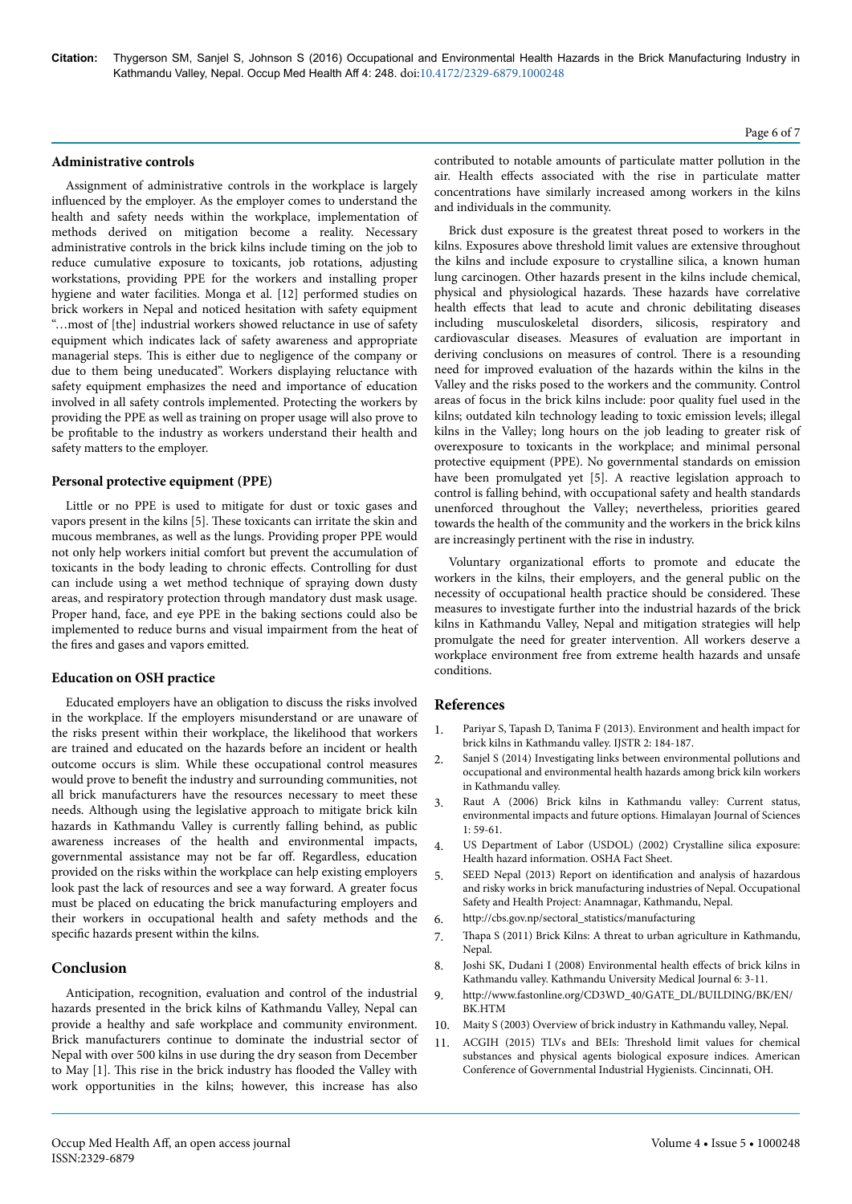### Administrative controls

Assignment of administrative controls in the workplace is largely influenced by the employer. As the employer comes to understand the health and safety needs within the workplace, implementation of methods derived on mitigation become a reality. Necessary administrative controls in the brick kilns include timing on the job to reduce cumulative exposure to toxicants, job rotations, adjusting workstations, providing PPE for the workers and installing proper hygiene and water facilities. Monga et al. [12] performed studies on brick workers in Nepal and noticed hesitation with safety equipment "…most of [the] industrial workers showed reluctance in use of safety equipment which indicates lack of safety awareness and appropriate managerial steps. This is either due to negligence of the company or due to them being uneducated". Workers displaying reluctance with safety equipment emphasizes the need and importance of education involved in all safety controls implemented. Protecting the workers by providing the PPE as well as training on proper usage will also prove to be profitable to the industry as workers understand their health and safety matters to the employer.

### Personal protective equipment (PPE)

Little or no PPE is used to mitigate for dust or toxic gases and vapors present in the kilns [5]. These toxicants can irritate the skin and mucous membranes, as well as the lungs. Providing proper PPE would not only help workers initial comfort but prevent the accumulation of toxicants in the body leading to chronic effects. Controlling for dust can include using a wet method technique of spraying down dusty areas, and respiratory protection through mandatory dust mask usage. Proper hand, face, and eye PPE in the baking sections could also be implemented to reduce burns and visual impairment from the heat of the fires and gases and vapors emitted.

### Education on OSH practice

Educated employers have an obligation to discuss the risks involved in the workplace. If the employers misunderstand or are unaware of the risks present within their workplace, the likelihood that workers are trained and educated on the hazards before an incident or health outcome occurs is slim. While these occupational control measures would prove to benefit the industry and surrounding communities, not all brick manufacturers have the resources necessary to meet these needs. Although using the legislative approach to mitigate brick kiln hazards in Kathmandu Valley is currently falling behind, as public awareness increases of the health and environmental impacts, governmental assistance may not be far off. Regardless, education provided on the risks within the workplace can help existing employers look past the lack of resources and see a way forward. A greater focus must be placed on educating the brick manufacturing employers and their workers in occupational health and safety methods and the specific hazards present within the kilns.

## Conclusion

Anticipation, recognition, evaluation and control of the industrial hazards presented in the brick kilns of Kathmandu Valley, Nepal can provide a healthy and safe workplace and community environment. Brick manufacturers continue to dominate the industrial sector of Nepal with over 500 kilns in use during the dry season from December to May [1]. This rise in the brick industry has flooded the Valley with work opportunities in the kilns; however, this increase has also contributed to notable amounts of particulate matter pollution in the air. Health effects associated with the rise in particulate matter concentrations have similarly increased among workers in the kilns and individuals in the community.

Brick dust exposure is the greatest threat posed to workers in the kilns. Exposures above threshold limit values are extensive throughout the kilns and include exposure to crystalline silica, a known human lung carcinogen. Other hazards present in the kilns include chemical, physical and physiological hazards. These hazards have correlative health effects that lead to acute and chronic debilitating diseases including musculoskeletal disorders, silicosis, respiratory and cardiovascular diseases. Measures of evaluation are important in deriving conclusions on measures of control. There is a resounding need for improved evaluation of the hazards within the kilns in the Valley and the risks posed to the workers and the community. Control areas of focus in the brick kilns include: poor quality fuel used in the kilns; outdated kiln technology leading to toxic emission levels; illegal kilns in the Valley; long hours on the job leading to greater risk of overexposure to toxicants in the workplace; and minimal personal protective equipment (PPE). No governmental standards on emission have been promulgated yet [5]. A reactive legislation approach to control is falling behind, with occupational safety and health standards unenforced throughout the Valley; nevertheless, priorities geared towards the health of the community and the workers in the brick kilns are increasingly pertinent with the rise in industry.

Voluntary organizational efforts to promote and educate the workers in the kilns, their employers, and the general public on the necessity of occupational health practice should be considered. These measures to investigate further into the industrial hazards of the brick kilns in Kathmandu Valley, Nepal and mitigation strategies will help promulgate the need for greater intervention. All workers deserve a workplace environment free from extreme health hazards and unsafe conditions.

## References

1. Pariyar S, Tapash D, Tanima F (2013). Environment and health impact for brick kilns in Kathmandu valley. IJSTR 2: 184-187.
2. Sanjel S (2014) Investigating links between environmental pollutions and occupational and environmental health hazards among brick kiln workers in Kathmandu valley.
3. Raut A (2006) Brick kilns in Kathmandu valley: Current status, environmental impacts and future options. Himalayan Journal of Sciences 1: 59-61.
4. US Department of Labor (USDOL) (2002) Crystalline silica exposure: Health hazard information. OSHA Fact Sheet.
5. SEED Nepal (2013) Report on identification and analysis of hazardous and risky works in brick manufacturing industries of Nepal. Occupational Safety and Health Project: Anamnagar, Kathmandu, Nepal.
6. http://cbs.gov.np/sectoral_statistics/manufacturing
7. Thapa S (2011) Brick Kilns: A threat to urban agriculture in Kathmandu, Nepal.
8. Joshi SK, Dudani I (2008) Environmental health effects of brick kilns in Kathmandu valley. Kathmandu University Medical Journal 6: 3-11.
9. http://www.fastonline.org/CD3WD_40/GATE_DL/BUILDING/BK/EN/BK.HTM
10. Maity S (2003) Overview of brick industry in Kathmandu valley, Nepal.
11. ACGIH (2015) TLVs and BEIs: Threshold limit values for chemical substances and physical agents biological exposure indices. American Conference of Governmental Industrial Hygienists. Cincinnati, OH.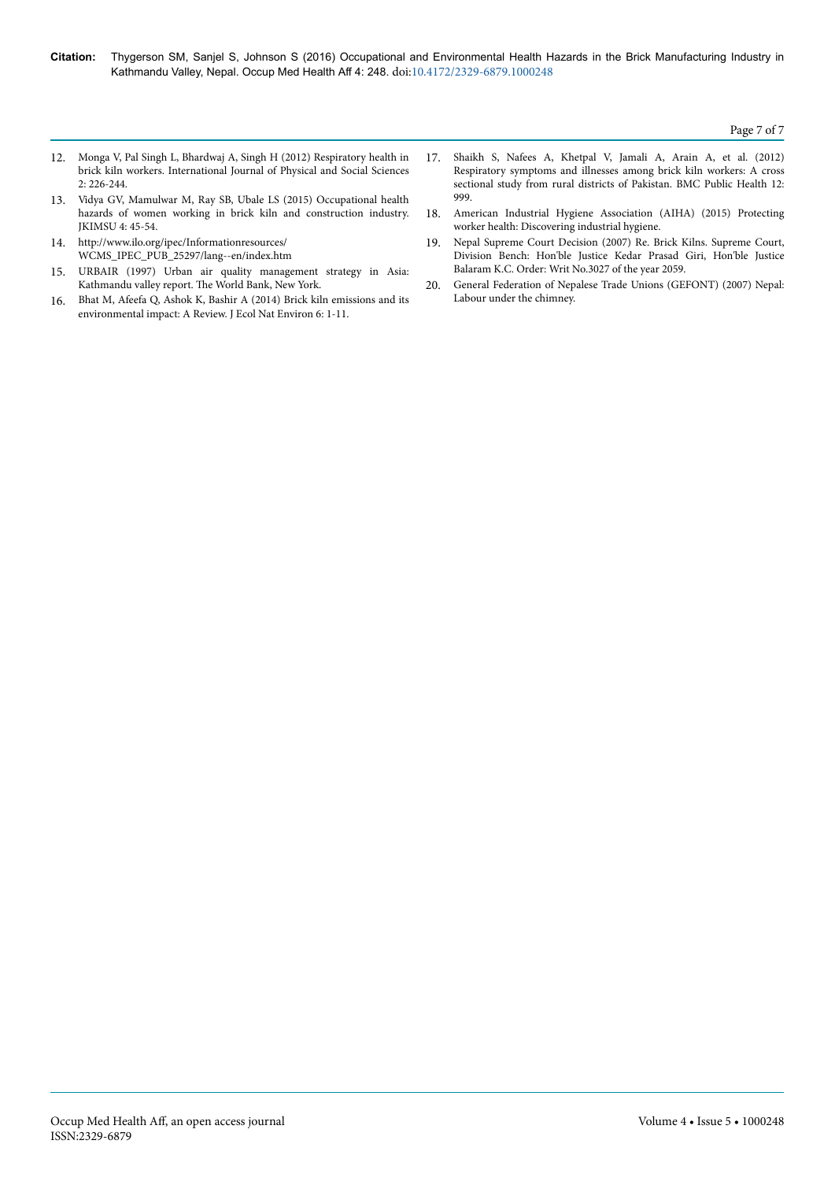12. Monga V, Pal Singh L, Bhardwaj A, Singh H (2012) Respiratory health in brick kiln workers. International Journal of Physical and Social Sciences 2: 226-244.
13. Vidya GV, Mamulwar M, Ray SB, Ubale LS (2015) Occupational health hazards of women working in brick kiln and construction industry. JKIMSU 4: 45-54.
14. http://www.ilo.org/ipec/Informationresources/WCMS_IPEC_PUB_25297/lang--en/index.htm
15. URBAIR (1997) Urban air quality management strategy in Asia: Kathmandu valley report. The World Bank, New York.
16. Bhat M, Afeefa Q, Ashok K, Bashir A (2014) Brick kiln emissions and its environmental impact: A Review. J Ecol Nat Environ 6: 1-11.
17. Shaikh S, Nafees A, Khetpal V, Jamali A, Arain A, et al. (2012) Respiratory symptoms and illnesses among brick kiln workers: A cross sectional study from rural districts of Pakistan. BMC Public Health 12: 999.
18. American Industrial Hygiene Association (AIHA) (2015) Protecting worker health: Discovering industrial hygiene.
19. Nepal Supreme Court Decision (2007) Re. Brick Kilns. Supreme Court, Division Bench: Hon'ble Justice Kedar Prasad Giri, Hon'ble Justice Balaram K.C. Order: Writ No.3027 of the year 2059.
20. General Federation of Nepalese Trade Unions (GEFONT) (2007) Nepal: Labour under the chimney.